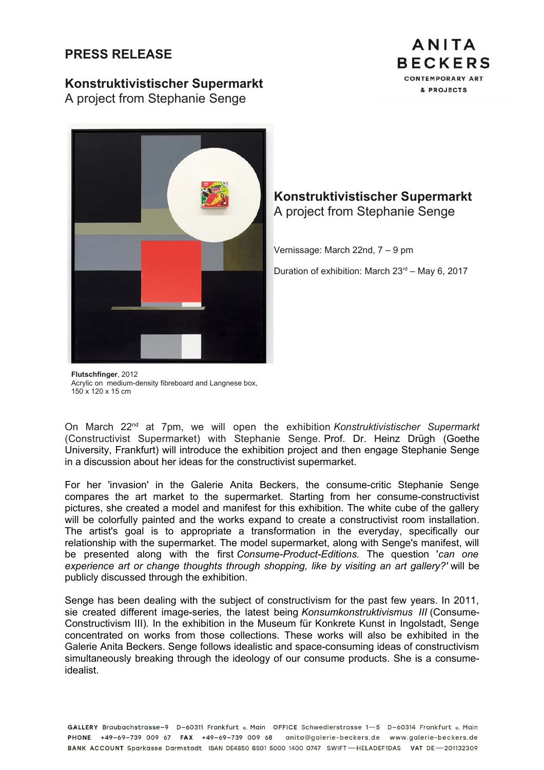# PRESS RELEASE

**ANITA BECKERS**
CONTEMPORARY ART
& PROJECTS

## Konstruktivistischer Supermarkt

A project from Stephanie Senge

## Konstruktivistischer Supermarkt

A project from Stephanie Senge

Vernissage: March 22nd, 7 – 9 pm

Duration of exhibition: March 23rd – May 6, 2017

**Flutschfinger**, 2012
Acrylic on medium-density fibreboard and Langnese box,
150 x 120 x 15 cm

On March 22nd at 7pm, we will open the exhibition *Konstruktivistischer Supermarkt* (Constructivist Supermarket) with Stephanie Senge. Prof. Dr. Heinz Drügh (Goethe University, Frankfurt) will introduce the exhibition project and then engage Stephanie Senge in a discussion about her ideas for the constructivist supermarket.

For her 'invasion' in the Galerie Anita Beckers, the consume-critic Stephanie Senge compares the art market to the supermarket. Starting from her consume-constructivist pictures, she created a model and manifest for this exhibition. The white cube of the gallery will be colorfully painted and the works expand to create a constructivist room installation. The artist's goal is to appropriate a transformation in the everyday, specifically our relationship with the supermarket. The model supermarket, along with Senge's manifest, will be presented along with the first *Consume-Product-Editions.* The question '*can one experience art or change thoughts through shopping, like by visiting an art gallery?'* will be publicly discussed through the exhibition.

Senge has been dealing with the subject of constructivism for the past few years. In 2011, sie created different image-series, the latest being *Konsumkonstruktivismus III* (Consume-Constructivism III). In the exhibition in the Museum für Konkrete Kunst in Ingolstadt, Senge concentrated on works from those collections. These works will also be exhibited in the Galerie Anita Beckers. Senge follows idealistic and space-consuming ideas of constructivism simultaneously breaking through the ideology of our consume products. She is a consume-idealist.

GALLERY Braubachstrasse-9 D-60311 Frankfurt a. Main OFFICE Schwedlerstrasse 1—5 D-60314 Frankfurt a. Main
PHONE +49-69-739 009 67 FAX +49-69-739 009 68 anita@galerie-beckers.de www.galerie-beckers.de
BANK ACCOUNT Sparkasse Darmstadt IBAN DE4850 8501 5000 1400 0747 SWIFT—HELADEF1DAS VAT DE—201132309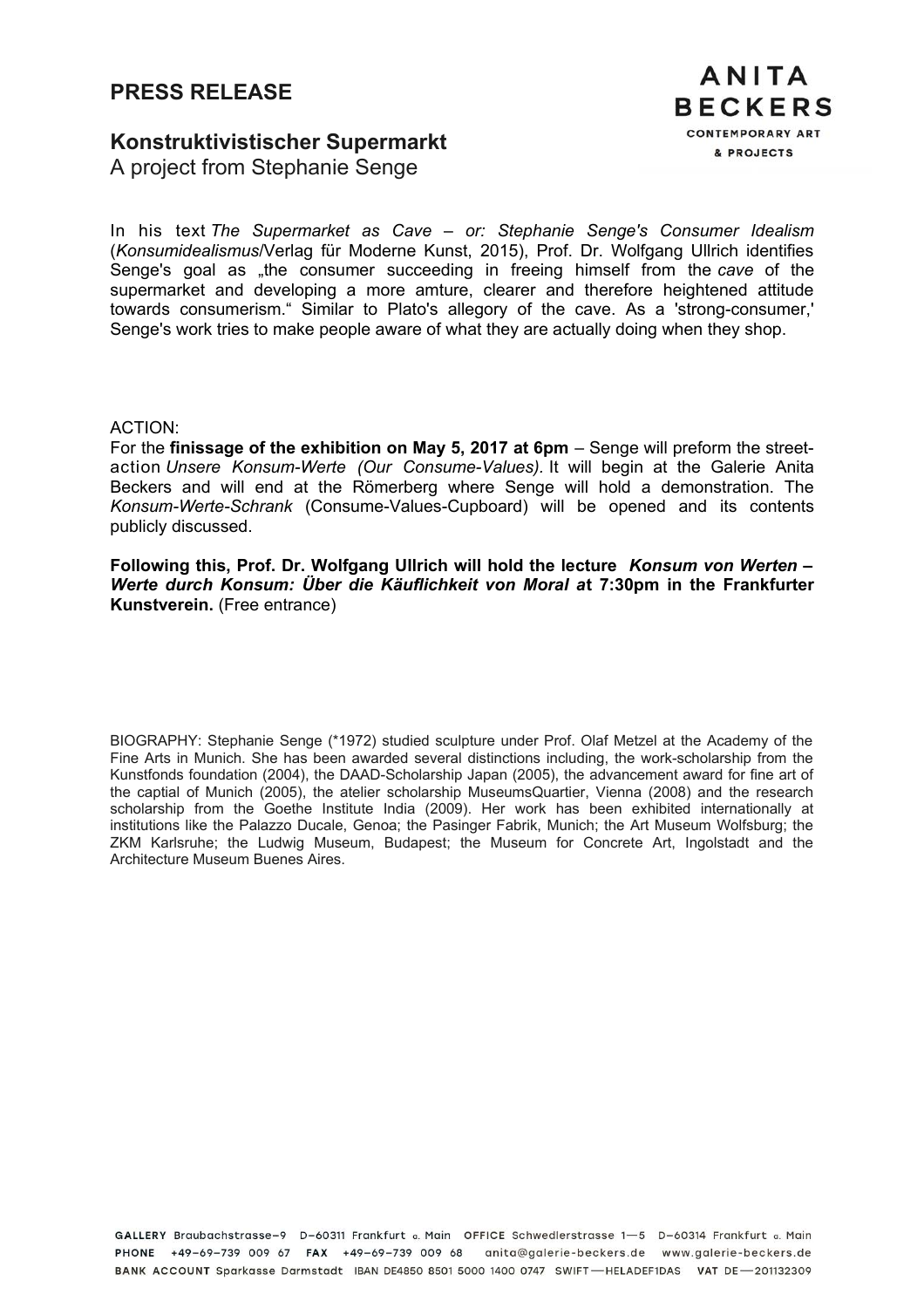# PRESS RELEASE

ANITA BECKERS
CONTEMPORARY ART
& PROJECTS

## Konstruktivistischer Supermarkt

A project from Stephanie Senge

In his text *The Supermarket as Cave – or: Stephanie Senge's Consumer Idealism* (*Konsumidealismus*/Verlag für Moderne Kunst, 2015), Prof. Dr. Wolfgang Ullrich identifies Senge's goal as „the consumer succeeding in freeing himself from the *cave* of the supermarket and developing a more amture, clearer and therefore heightened attitude towards consumerism.“ Similar to Plato's allegory of the cave. As a 'strong-consumer,' Senge's work tries to make people aware of what they are actually doing when they shop.

ACTION:

For the **finissage of the exhibition on May 5, 2017 at 6pm** – Senge will preform the street-action *Unsere Konsum-Werte (Our Consume-Values)*. It will begin at the Galerie Anita Beckers and will end at the Römerberg where Senge will hold a demonstration. The *Konsum-Werte-Schrank* (Consume-Values-Cupboard) will be opened and its contents publicly discussed.

**Following this, Prof. Dr. Wolfgang Ullrich will hold the lecture *Konsum von Werten – Werte durch Konsum: Über die Käuflichkeit von Moral* at 7:30pm in the Frankfurter Kunstverein.** (Free entrance)

BIOGRAPHY: Stephanie Senge (*1972) studied sculpture under Prof. Olaf Metzel at the Academy of the Fine Arts in Munich. She has been awarded several distinctions including, the work-scholarship from the Kunstfonds foundation (2004), the DAAD-Scholarship Japan (2005), the advancement award for fine art of the captial of Munich (2005), the atelier scholarship MuseumsQuartier, Vienna (2008) and the research scholarship from the Goethe Institute India (2009). Her work has been exhibited internationally at institutions like the Palazzo Ducale, Genoa; the Pasinger Fabrik, Munich; the Art Museum Wolfsburg; the ZKM Karlsruhe; the Ludwig Museum, Budapest; the Museum for Concrete Art, Ingolstadt and the Architecture Museum Buenes Aires.

GALLERY Braubachstrasse–9 D–60311 Frankfurt a. Main OFFICE Schwedlerstrasse 1—5 D–60314 Frankfurt a. Main
PHONE +49–69–739 009 67 FAX +49–69–739 009 68 anita@galerie-beckers.de www.galerie-beckers.de
BANK ACCOUNT Sparkasse Darmstadt IBAN DE4850 8501 5000 1400 0747 SWIFT—HELADEF1DAS VAT DE—201132309